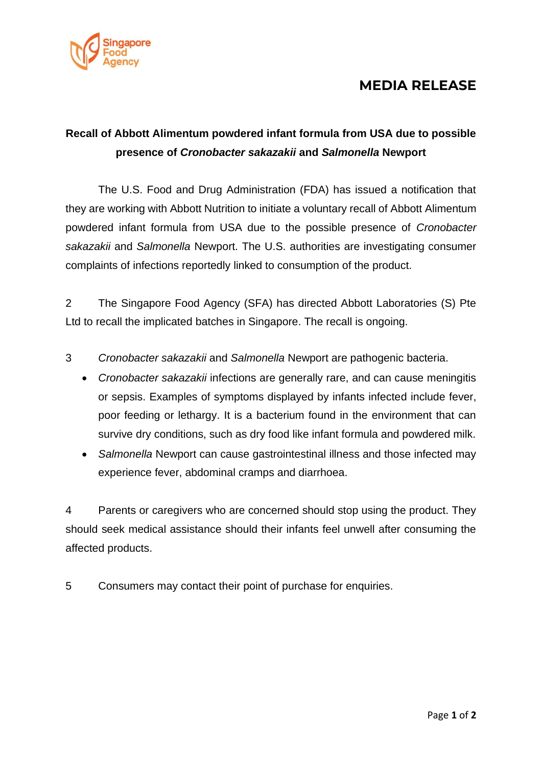Singapore Food Agency

# MEDIA RELEASE

## Recall of Abbott Alimentum powdered infant formula from USA due to possible presence of *Cronobacter sakazakii* and *Salmonella* Newport

The U.S. Food and Drug Administration (FDA) has issued a notification that they are working with Abbott Nutrition to initiate a voluntary recall of Abbott Alimentum powdered infant formula from USA due to the possible presence of *Cronobacter sakazakii* and *Salmonella* Newport. The U.S. authorities are investigating consumer complaints of infections reportedly linked to consumption of the product.

2 The Singapore Food Agency (SFA) has directed Abbott Laboratories (S) Pte Ltd to recall the implicated batches in Singapore. The recall is ongoing.

3 *Cronobacter sakazakii* and *Salmonella* Newport are pathogenic bacteria.

- *Cronobacter sakazakii* infections are generally rare, and can cause meningitis or sepsis. Examples of symptoms displayed by infants infected include fever, poor feeding or lethargy. It is a bacterium found in the environment that can survive dry conditions, such as dry food like infant formula and powdered milk.
- *Salmonella* Newport can cause gastrointestinal illness and those infected may experience fever, abdominal cramps and diarrhoea.

4 Parents or caregivers who are concerned should stop using the product. They should seek medical assistance should their infants feel unwell after consuming the affected products.

5 Consumers may contact their point of purchase for enquiries.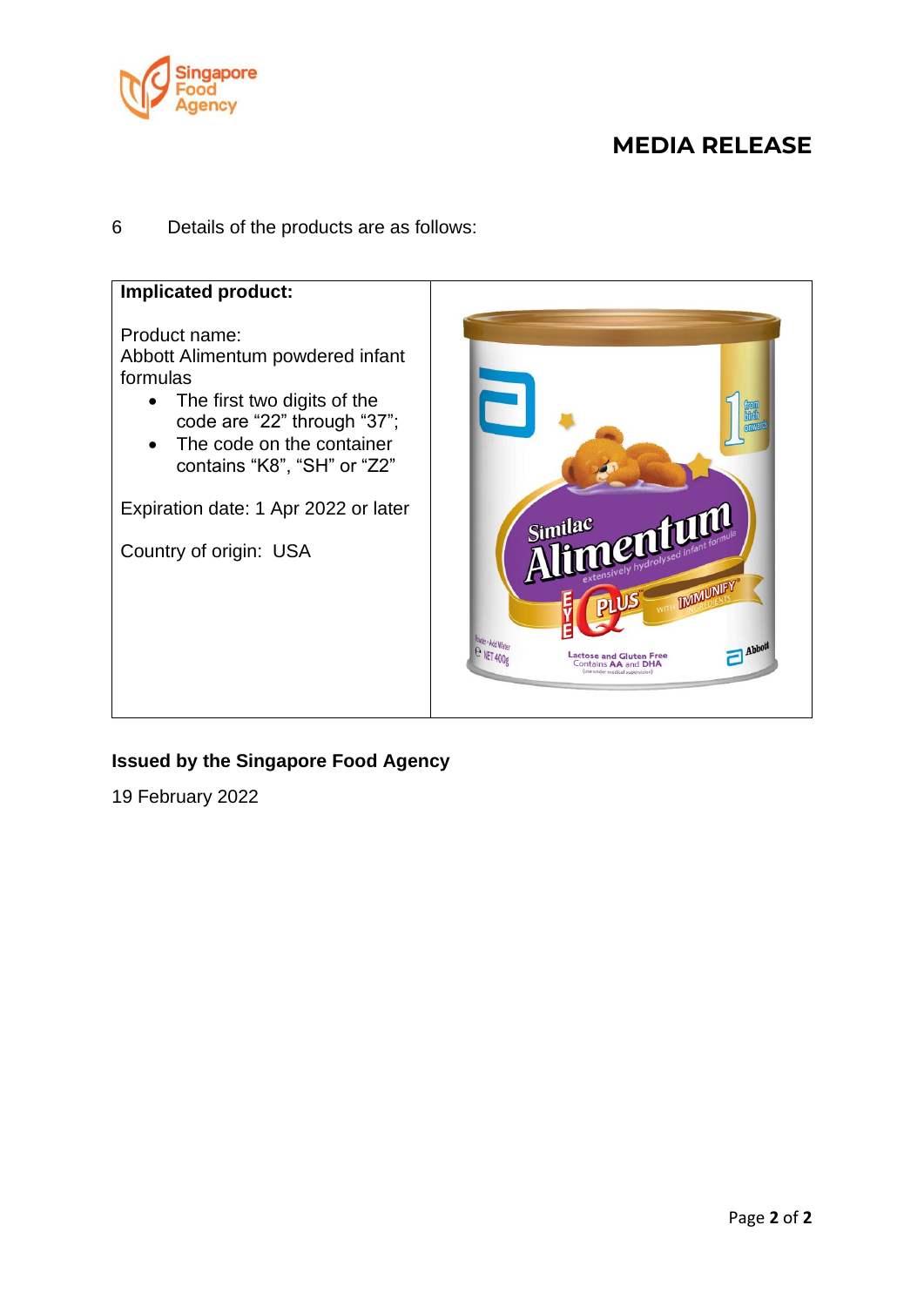6 Details of the products are as follows:

| | |
|---|---|
| **Implicated product:**<br><br>Product name:<br>Abbott Alimentum powdered infant formulas<br>• The first two digits of the code are "22" through "37";<br>• The code on the container contains "K8", "SH" or "Z2"<br><br>Expiration date: 1 Apr 2022 or later<br><br>Country of origin: USA | |

**Issued by the Singapore Food Agency**

19 February 2022